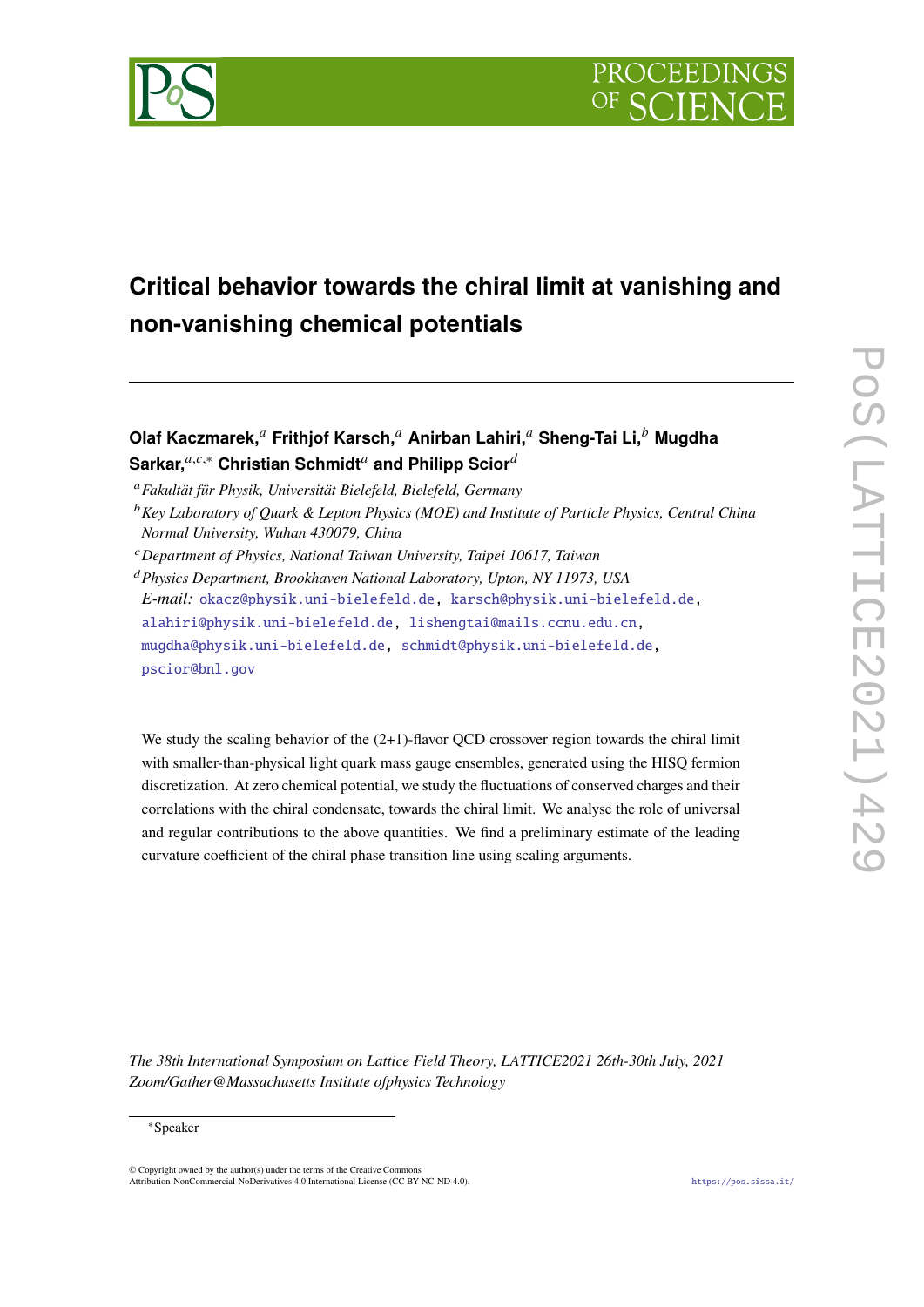# Critical behavior towards the chiral limit at vanishing and non-vanishing chemical potentials

**Olaf Kaczmarek,[a] Frithjof Karsch,[a] Anirban Lahiri,[a] Sheng-Tai Li,[b] Mugdha Sarkar,[a,c,*] Christian Schmidt[a] and Philipp Scior[d]**

[a] *Fakultät für Physik, Universität Bielefeld, Bielefeld, Germany*

[b] *Key Laboratory of Quark & Lepton Physics (MOE) and Institute of Particle Physics, Central China Normal University, Wuhan 430079, China*

[c] *Department of Physics, National Taiwan University, Taipei 10617, Taiwan*

[d] *Physics Department, Brookhaven National Laboratory, Upton, NY 11973, USA*

*E-mail:* okacz@physik.uni-bielefeld.de, karsch@physik.uni-bielefeld.de, alahiri@physik.uni-bielefeld.de, lishengtai@mails.ccnu.edu.cn, mugdha@physik.uni-bielefeld.de, schmidt@physik.uni-bielefeld.de, pscior@bnl.gov

We study the scaling behavior of the (2+1)-flavor QCD crossover region towards the chiral limit with smaller-than-physical light quark mass gauge ensembles, generated using the HISQ fermion discretization. At zero chemical potential, we study the fluctuations of conserved charges and their correlations with the chiral condensate, towards the chiral limit. We analyse the role of universal and regular contributions to the above quantities. We find a preliminary estimate of the leading curvature coefficient of the chiral phase transition line using scaling arguments.

*The 38th International Symposium on Lattice Field Theory, LATTICE2021 26th-30th July, 2021*
*Zoom/Gather@Massachusetts Institute ofphysics Technology*

*Speaker

© Copyright owned by the author(s) under the terms of the Creative Commons Attribution-NonCommercial-NoDerivatives 4.0 International License (CC BY-NC-ND 4.0).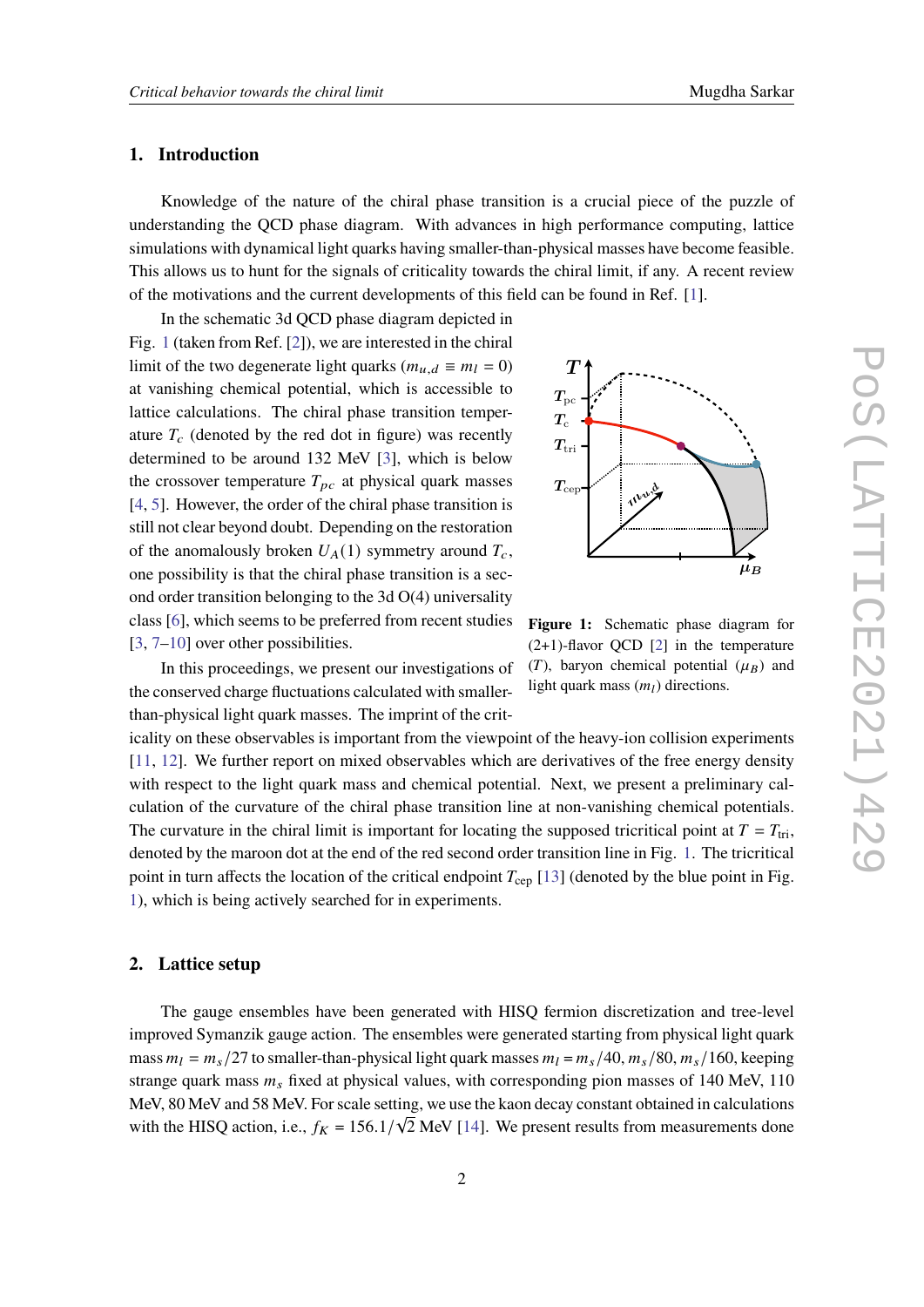## 1. Introduction

Knowledge of the nature of the chiral phase transition is a crucial piece of the puzzle of understanding the QCD phase diagram. With advances in high performance computing, lattice simulations with dynamical light quarks having smaller-than-physical masses have become feasible. This allows us to hunt for the signals of criticality towards the chiral limit, if any. A recent review of the motivations and the current developments of this field can be found in Ref. [1].

In the schematic 3d QCD phase diagram depicted in Fig. 1 (taken from Ref. [2]), we are interested in the chiral limit of the two degenerate light quarks ($m_{u,d} \equiv m_l = 0$) at vanishing chemical potential, which is accessible to lattice calculations. The chiral phase transition temperature $T_c$ (denoted by the red dot in figure) was recently determined to be around 132 MeV [3], which is below the crossover temperature $T_{pc}$ at physical quark masses [4, 5]. However, the order of the chiral phase transition is still not clear beyond doubt. Depending on the restoration of the anomalously broken $U_A(1)$ symmetry around $T_c$, one possibility is that the chiral phase transition is a second order transition belonging to the 3d O(4) universality class [6], which seems to be preferred from recent studies [3, 7–10] over other possibilities.

**Figure 1:** Schematic phase diagram for (2+1)-flavor QCD [2] in the temperature ($T$), baryon chemical potential ($\mu_B$) and light quark mass ($m_l$) directions.

In this proceedings, we present our investigations of the conserved charge fluctuations calculated with smaller-than-physical light quark masses. The imprint of the criticality on these observables is important from the viewpoint of the heavy-ion collision experiments [11, 12]. We further report on mixed observables which are derivatives of the free energy density with respect to the light quark mass and chemical potential. Next, we present a preliminary calculation of the curvature of the chiral phase transition line at non-vanishing chemical potentials. The curvature in the chiral limit is important for locating the supposed tricritical point at $T = T_{\rm tri}$, denoted by the maroon dot at the end of the red second order transition line in Fig. 1. The tricritical point in turn affects the location of the critical endpoint $T_{\rm cep}$ [13] (denoted by the blue point in Fig. 1), which is being actively searched for in experiments.

## 2. Lattice setup

The gauge ensembles have been generated with HISQ fermion discretization and tree-level improved Symanzik gauge action. The ensembles were generated starting from physical light quark mass $m_l = m_s/27$ to smaller-than-physical light quark masses $m_l = m_s/40, m_s/80, m_s/160$, keeping strange quark mass $m_s$ fixed at physical values, with corresponding pion masses of 140 MeV, 110 MeV, 80 MeV and 58 MeV. For scale setting, we use the kaon decay constant obtained in calculations with the HISQ action, i.e., $f_K = 156.1/\sqrt{2}$ MeV [14]. We present results from measurements done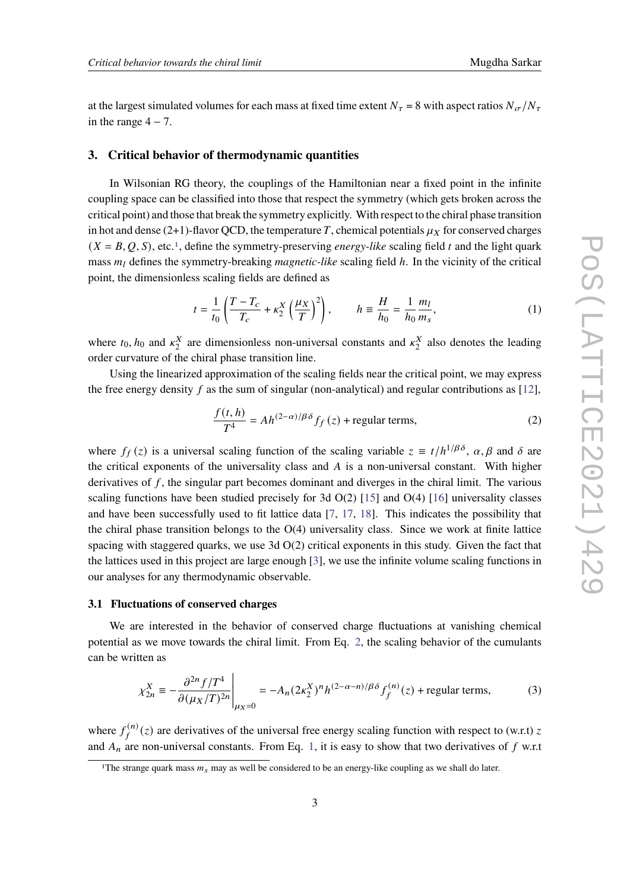at the largest simulated volumes for each mass at fixed time extent $N_\tau = 8$ with aspect ratios $N_\sigma/N_\tau$ in the range $4-7$.

## 3. Critical behavior of thermodynamic quantities

In Wilsonian RG theory, the couplings of the Hamiltonian near a fixed point in the infinite coupling space can be classified into those that respect the symmetry (which gets broken across the critical point) and those that break the symmetry explicitly. With respect to the chiral phase transition in hot and dense (2+1)-flavor QCD, the temperature $T$, chemical potentials $\mu_X$ for conserved charges ($X = B, Q, S$), etc.[1], define the symmetry-preserving *energy-like* scaling field $t$ and the light quark mass $m_l$ defines the symmetry-breaking *magnetic-like* scaling field $h$. In the vicinity of the critical point, the dimensionless scaling fields are defined as

$$t = \frac{1}{t_0}\left(\frac{T-T_c}{T_c} + \kappa_2^X\left(\frac{\mu_X}{T}\right)^2\right), \qquad h \equiv \frac{H}{h_0} = \frac{1}{h_0}\frac{m_l}{m_s}, \tag{1}$$

where $t_0, h_0$ and $\kappa_2^X$ are dimensionless non-universal constants and $\kappa_2^X$ also denotes the leading order curvature of the chiral phase transition line.

Using the linearized approximation of the scaling fields near the critical point, we may express the free energy density $f$ as the sum of singular (non-analytical) and regular contributions as [12],

$$\frac{f(t,h)}{T^4} = Ah^{(2-\alpha)/\beta\delta} f_f(z) + \text{regular terms}, \tag{2}$$

where $f_f(z)$ is a universal scaling function of the scaling variable $z \equiv t/h^{1/\beta\delta}$, $\alpha, \beta$ and $\delta$ are the critical exponents of the universality class and $A$ is a non-universal constant. With higher derivatives of $f$, the singular part becomes dominant and diverges in the chiral limit. The various scaling functions have been studied precisely for 3d O(2) [15] and O(4) [16] universality classes and have been successfully used to fit lattice data [7, 17, 18]. This indicates the possibility that the chiral phase transition belongs to the O(4) universality class. Since we work at finite lattice spacing with staggered quarks, we use 3d O(2) critical exponents in this study. Given the fact that the lattices used in this project are large enough [3], we use the infinite volume scaling functions in our analyses for any thermodynamic observable.

### 3.1 Fluctuations of conserved charges

We are interested in the behavior of conserved charge fluctuations at vanishing chemical potential as we move towards the chiral limit. From Eq. 2, the scaling behavior of the cumulants can be written as

$$\chi_{2n}^X \equiv -\left.\frac{\partial^{2n} f/T^4}{\partial(\mu_X/T)^{2n}}\right|_{\mu_X=0} = -A_n(2\kappa_2^X)^n h^{(2-\alpha-n)/\beta\delta} f_f^{(n)}(z) + \text{regular terms}, \tag{3}$$

where $f_f^{(n)}(z)$ are derivatives of the universal free energy scaling function with respect to (w.r.t) $z$ and $A_n$ are non-universal constants. From Eq. 1, it is easy to show that two derivatives of $f$ w.r.t

[1] The strange quark mass $m_s$ may as well be considered to be an energy-like coupling as we shall do later.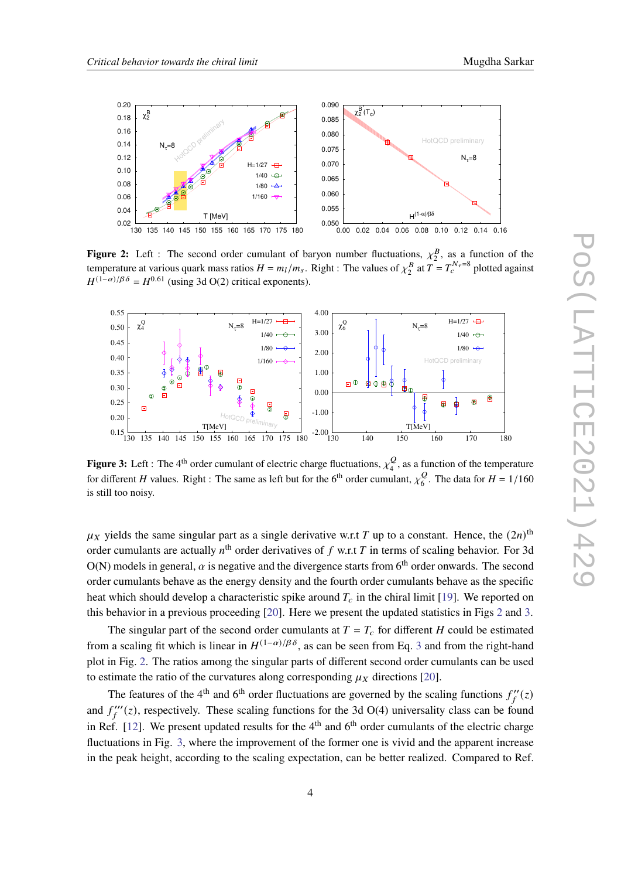**Figure 2:** Left : The second order cumulant of baryon number fluctuations, $\chi_2^B$, as a function of the temperature at various quark mass ratios $H = m_l/m_s$. Right : The values of $\chi_2^B$ at $T = T_c^{N_\tau=8}$ plotted against $H^{(1-\alpha)/\beta\delta} = H^{0.61}$ (using 3d O(2) critical exponents).

**Figure 3:** Left : The 4th order cumulant of electric charge fluctuations, $\chi_4^Q$, as a function of the temperature for different $H$ values. Right : The same as left but for the 6th order cumulant, $\chi_6^Q$. The data for $H = 1/160$ is still too noisy.

$\mu_X$ yields the same singular part as a single derivative w.r.t $T$ up to a constant. Hence, the $(2n)^{\text{th}}$ order cumulants are actually $n^{\text{th}}$ order derivatives of $f$ w.r.t $T$ in terms of scaling behavior. For 3d O(N) models in general, $\alpha$ is negative and the divergence starts from 6th order onwards. The second order cumulants behave as the energy density and the fourth order cumulants behave as the specific heat which should develop a characteristic spike around $T_c$ in the chiral limit [19]. We reported on this behavior in a previous proceeding [20]. Here we present the updated statistics in Figs 2 and 3.

The singular part of the second order cumulants at $T = T_c$ for different $H$ could be estimated from a scaling fit which is linear in $H^{(1-\alpha)/\beta\delta}$, as can be seen from Eq. 3 and from the right-hand plot in Fig. 2. The ratios among the singular parts of different second order cumulants can be used to estimate the ratio of the curvatures along corresponding $\mu_X$ directions [20].

The features of the 4th and 6th order fluctuations are governed by the scaling functions $f_f''(z)$ and $f_f'''(z)$, respectively. These scaling functions for the 3d O(4) universality class can be found in Ref. [12]. We present updated results for the 4th and 6th order cumulants of the electric charge fluctuations in Fig. 3, where the improvement of the former one is vivid and the apparent increase in the peak height, according to the scaling expectation, can be better realized. Compared to Ref.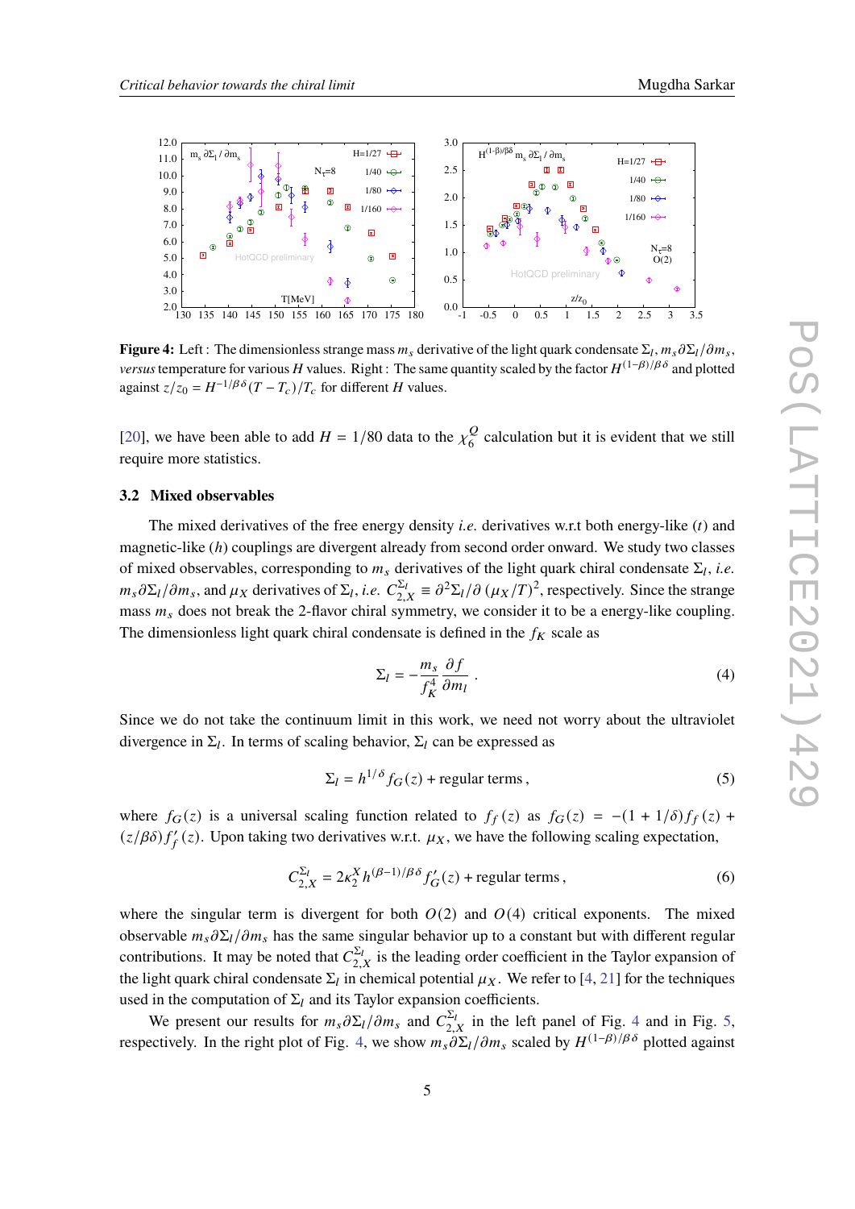**Figure 4:** Left : The dimensionless strange mass $m_s$ derivative of the light quark condensate $\Sigma_l$, $m_s\partial\Sigma_l/\partial m_s$, *versus* temperature for various $H$ values. Right : The same quantity scaled by the factor $H^{(1-\beta)/\beta\delta}$ and plotted against $z/z_0 = H^{-1/\beta\delta}(T-T_c)/T_c$ for different $H$ values.

[20], we have been able to add $H = 1/80$ data to the $\chi_6^Q$ calculation but it is evident that we still require more statistics.

### 3.2 Mixed observables

The mixed derivatives of the free energy density *i.e.* derivatives w.r.t both energy-like ($t$) and magnetic-like ($h$) couplings are divergent already from second order onward. We study two classes of mixed observables, corresponding to $m_s$ derivatives of the light quark chiral condensate $\Sigma_l$, *i.e.* $m_s\partial\Sigma_l/\partial m_s$, and $\mu_X$ derivatives of $\Sigma_l$, *i.e.* $C_{2,X}^{\Sigma_l} \equiv \partial^2\Sigma_l/\partial(\mu_X/T)^2$, respectively. Since the strange mass $m_s$ does not break the 2-flavor chiral symmetry, we consider it to be a energy-like coupling. The dimensionless light quark chiral condensate is defined in the $f_K$ scale as

$$\Sigma_l = -\frac{m_s}{f_K^4}\frac{\partial f}{\partial m_l} . \tag{4}$$

Since we do not take the continuum limit in this work, we need not worry about the ultraviolet divergence in $\Sigma_l$. In terms of scaling behavior, $\Sigma_l$ can be expressed as

$$\Sigma_l = h^{1/\delta} f_G(z) + \text{regular terms} , \tag{5}$$

where $f_G(z)$ is a universal scaling function related to $f_f(z)$ as $f_G(z) = -(1+1/\delta)f_f(z) + (z/\beta\delta)f_f'(z)$. Upon taking two derivatives w.r.t. $\mu_X$, we have the following scaling expectation,

$$C_{2,X}^{\Sigma_l} = 2\kappa_2^X h^{(\beta-1)/\beta\delta} f_G'(z) + \text{regular terms} , \tag{6}$$

where the singular term is divergent for both $O(2)$ and $O(4)$ critical exponents. The mixed observable $m_s\partial\Sigma_l/\partial m_s$ has the same singular behavior up to a constant but with different regular contributions. It may be noted that $C_{2,X}^{\Sigma_l}$ is the leading order coefficient in the Taylor expansion of the light quark chiral condensate $\Sigma_l$ in chemical potential $\mu_X$. We refer to [4, 21] for the techniques used in the computation of $\Sigma_l$ and its Taylor expansion coefficients.

We present our results for $m_s\partial\Sigma_l/\partial m_s$ and $C_{2,X}^{\Sigma_l}$ in the left panel of Fig. 4 and in Fig. 5, respectively. In the right plot of Fig. 4, we show $m_s\partial\Sigma_l/\partial m_s$ scaled by $H^{(1-\beta)/\beta\delta}$ plotted against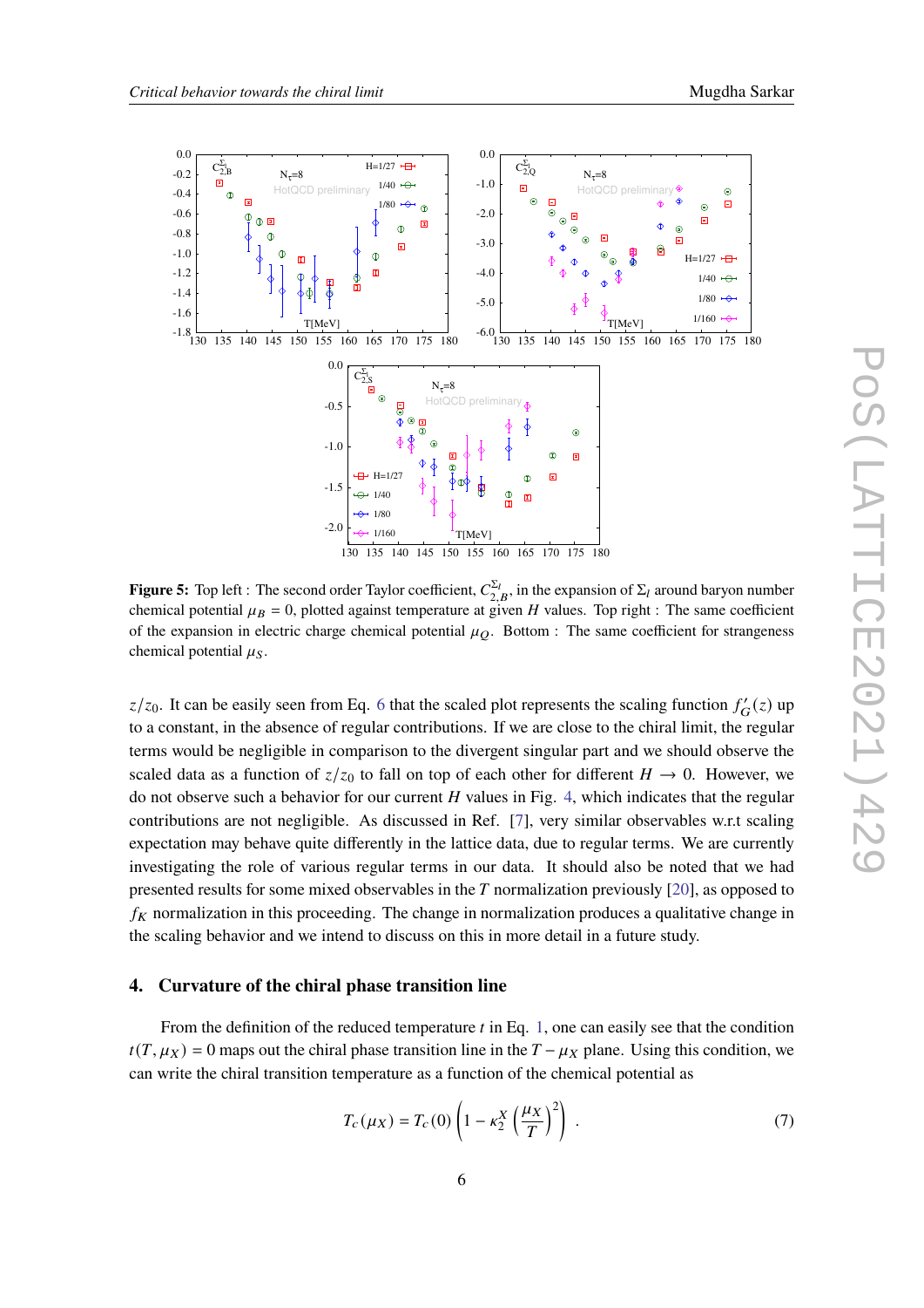**Figure 5:** Top left : The second order Taylor coefficient, $C_{2,B}^{\Sigma_l}$, in the expansion of $\Sigma_l$ around baryon number chemical potential $\mu_B = 0$, plotted against temperature at given $H$ values. Top right : The same coefficient of the expansion in electric charge chemical potential $\mu_Q$. Bottom : The same coefficient for strangeness chemical potential $\mu_S$.

$z/z_0$. It can be easily seen from Eq. 6 that the scaled plot represents the scaling function $f_G'(z)$ up to a constant, in the absence of regular contributions. If we are close to the chiral limit, the regular terms would be negligible in comparison to the divergent singular part and we should observe the scaled data as a function of $z/z_0$ to fall on top of each other for different $H \to 0$. However, we do not observe such a behavior for our current $H$ values in Fig. 4, which indicates that the regular contributions are not negligible. As discussed in Ref. [7], very similar observables w.r.t scaling expectation may behave quite differently in the lattice data, due to regular terms. We are currently investigating the role of various regular terms in our data. It should also be noted that we had presented results for some mixed observables in the $T$ normalization previously [20], as opposed to $f_K$ normalization in this proceeding. The change in normalization produces a qualitative change in the scaling behavior and we intend to discuss on this in more detail in a future study.

## 4. Curvature of the chiral phase transition line

From the definition of the reduced temperature $t$ in Eq. 1, one can easily see that the condition $t(T, \mu_X) = 0$ maps out the chiral phase transition line in the $T - \mu_X$ plane. Using this condition, we can write the chiral transition temperature as a function of the chemical potential as

$$T_c(\mu_X) = T_c(0)\left(1 - \kappa_2^X \left(\frac{\mu_X}{T}\right)^2\right) . \tag{7}$$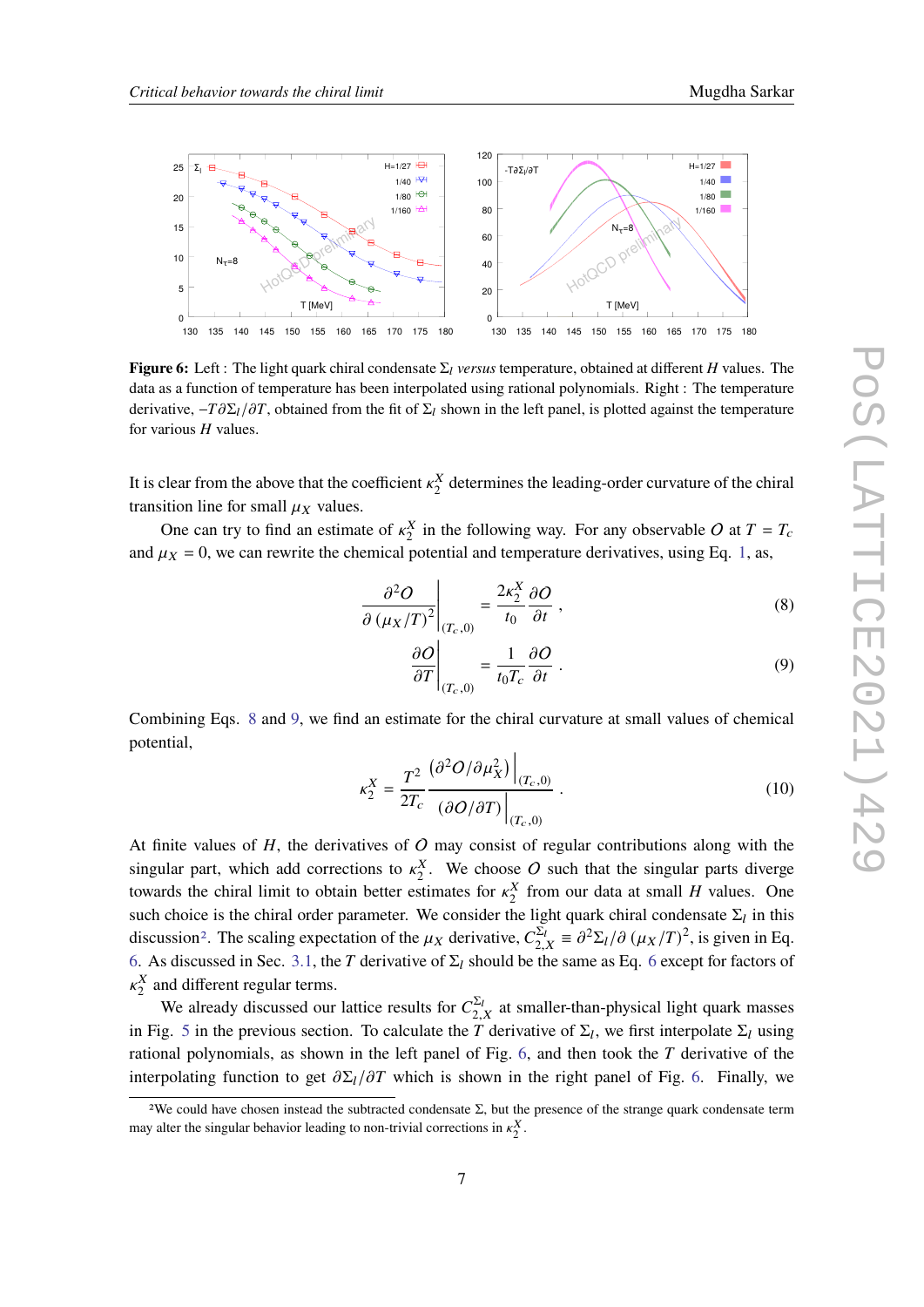**Figure 6:** Left : The light quark chiral condensate $\Sigma_l$ *versus* temperature, obtained at different $H$ values. The data as a function of temperature has been interpolated using rational polynomials. Right : The temperature derivative, $-T\partial\Sigma_l/\partial T$, obtained from the fit of $\Sigma_l$ shown in the left panel, is plotted against the temperature for various $H$ values.

It is clear from the above that the coefficient $\kappa_2^X$ determines the leading-order curvature of the chiral transition line for small $\mu_X$ values.

One can try to find an estimate of $\kappa_2^X$ in the following way. For any observable $O$ at $T = T_c$ and $\mu_X = 0$, we can rewrite the chemical potential and temperature derivatives, using Eq. 1, as,

$$\left.\frac{\partial^2 O}{\partial\left(\mu_X/T\right)^2}\right|_{(T_c,0)} = \frac{2\kappa_2^X}{t_0}\frac{\partial O}{\partial t} , \tag{8}$$

$$\left.\frac{\partial O}{\partial T}\right|_{(T_c,0)} = \frac{1}{t_0 T_c}\frac{\partial O}{\partial t} . \tag{9}$$

Combining Eqs. 8 and 9, we find an estimate for the chiral curvature at small values of chemical potential,

$$\kappa_2^X = \frac{T^2}{2T_c}\frac{\left.\left(\partial^2 O/\partial\mu_X^2\right)\right|_{(T_c,0)}}{\left.\left(\partial O/\partial T\right)\right|_{(T_c,0)}} . \tag{10}$$

At finite values of $H$, the derivatives of $O$ may consist of regular contributions along with the singular part, which add corrections to $\kappa_2^X$. We choose $O$ such that the singular parts diverge towards the chiral limit to obtain better estimates for $\kappa_2^X$ from our data at small $H$ values. One such choice is the chiral order parameter. We consider the light quark chiral condensate $\Sigma_l$ in this discussion[2]. The scaling expectation of the $\mu_X$ derivative, $C_{2,X}^{\Sigma_l} \equiv \partial^2\Sigma_l/\partial\left(\mu_X/T\right)^2$, is given in Eq. 6. As discussed in Sec. 3.1, the $T$ derivative of $\Sigma_l$ should be the same as Eq. 6 except for factors of $\kappa_2^X$ and different regular terms.

We already discussed our lattice results for $C_{2,X}^{\Sigma_l}$ at smaller-than-physical light quark masses in Fig. 5 in the previous section. To calculate the $T$ derivative of $\Sigma_l$, we first interpolate $\Sigma_l$ using rational polynomials, as shown in the left panel of Fig. 6, and then took the $T$ derivative of the interpolating function to get $\partial\Sigma_l/\partial T$ which is shown in the right panel of Fig. 6. Finally, we

[2] We could have chosen instead the subtracted condensate $\Sigma$, but the presence of the strange quark condensate term may alter the singular behavior leading to non-trivial corrections in $\kappa_2^X$.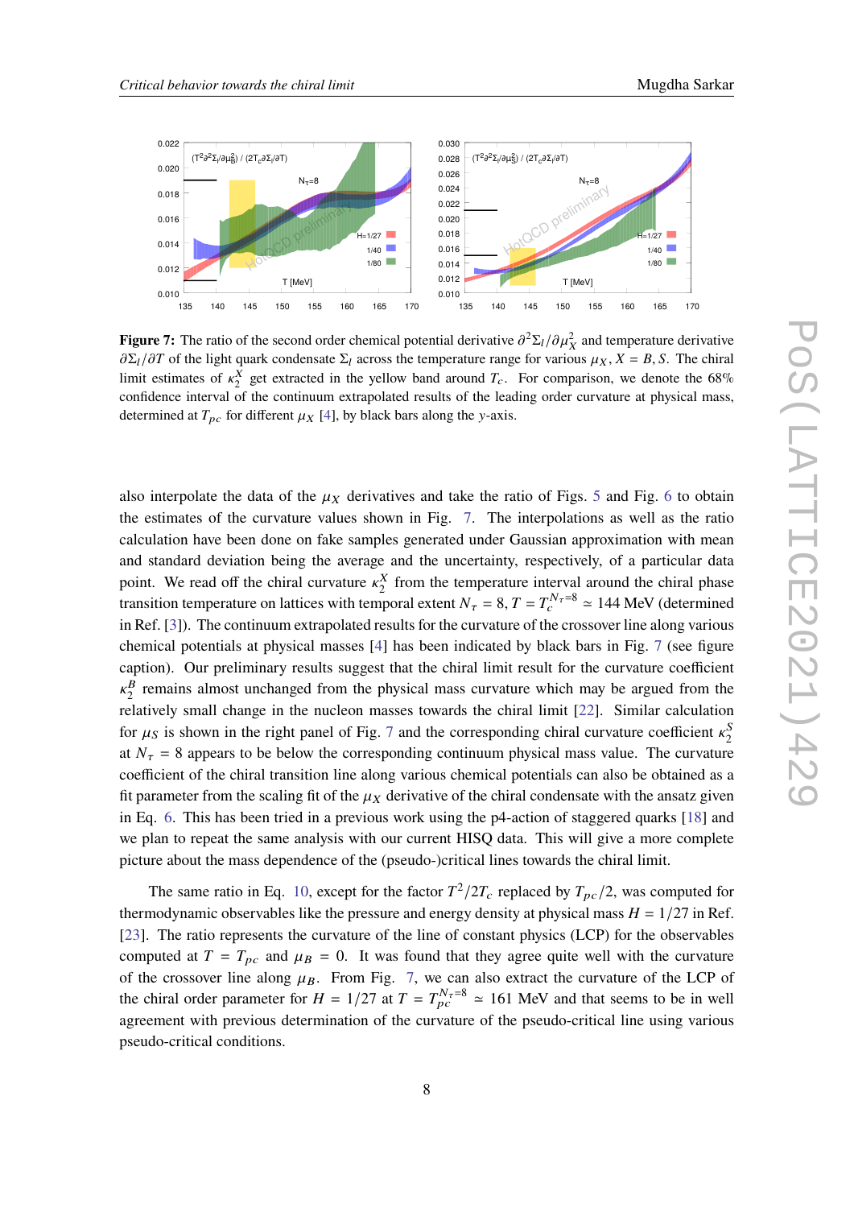**Figure 7:** The ratio of the second order chemical potential derivative $\partial^2\Sigma_l/\partial\mu_X^2$ and temperature derivative $\partial\Sigma_l/\partial T$ of the light quark condensate $\Sigma_l$ across the temperature range for various $\mu_X$, $X = B, S$. The chiral limit estimates of $\kappa_2^X$ get extracted in the yellow band around $T_c$. For comparison, we denote the 68% confidence interval of the continuum extrapolated results of the leading order curvature at physical mass, determined at $T_{pc}$ for different $\mu_X$ [4], by black bars along the $y$-axis.

also interpolate the data of the $\mu_X$ derivatives and take the ratio of Figs. 5 and Fig. 6 to obtain the estimates of the curvature values shown in Fig. 7. The interpolations as well as the ratio calculation have been done on fake samples generated under Gaussian approximation with mean and standard deviation being the average and the uncertainty, respectively, of a particular data point. We read off the chiral curvature $\kappa_2^X$ from the temperature interval around the chiral phase transition temperature on lattices with temporal extent $N_\tau = 8, T = T_c^{N_\tau=8} \simeq 144$ MeV (determined in Ref. [3]). The continuum extrapolated results for the curvature of the crossover line along various chemical potentials at physical masses [4] has been indicated by black bars in Fig. 7 (see figure caption). Our preliminary results suggest that the chiral limit result for the curvature coefficient $\kappa_2^B$ remains almost unchanged from the physical mass curvature which may be argued from the relatively small change in the nucleon masses towards the chiral limit [22]. Similar calculation for $\mu_S$ is shown in the right panel of Fig. 7 and the corresponding chiral curvature coefficient $\kappa_2^S$ at $N_\tau = 8$ appears to be below the corresponding continuum physical mass value. The curvature coefficient of the chiral transition line along various chemical potentials can also be obtained as a fit parameter from the scaling fit of the $\mu_X$ derivative of the chiral condensate with the ansatz given in Eq. 6. This has been tried in a previous work using the p4-action of staggered quarks [18] and we plan to repeat the same analysis with our current HISQ data. This will give a more complete picture about the mass dependence of the (pseudo-)critical lines towards the chiral limit.

The same ratio in Eq. 10, except for the factor $T^2/2T_c$ replaced by $T_{pc}/2$, was computed for thermodynamic observables like the pressure and energy density at physical mass $H = 1/27$ in Ref. [23]. The ratio represents the curvature of the line of constant physics (LCP) for the observables computed at $T = T_{pc}$ and $\mu_B = 0$. It was found that they agree quite well with the curvature of the crossover line along $\mu_B$. From Fig. 7, we can also extract the curvature of the LCP of the chiral order parameter for $H = 1/27$ at $T = T_{pc}^{N_\tau=8} \simeq 161$ MeV and that seems to be in well agreement with previous determination of the curvature of the pseudo-critical line using various pseudo-critical conditions.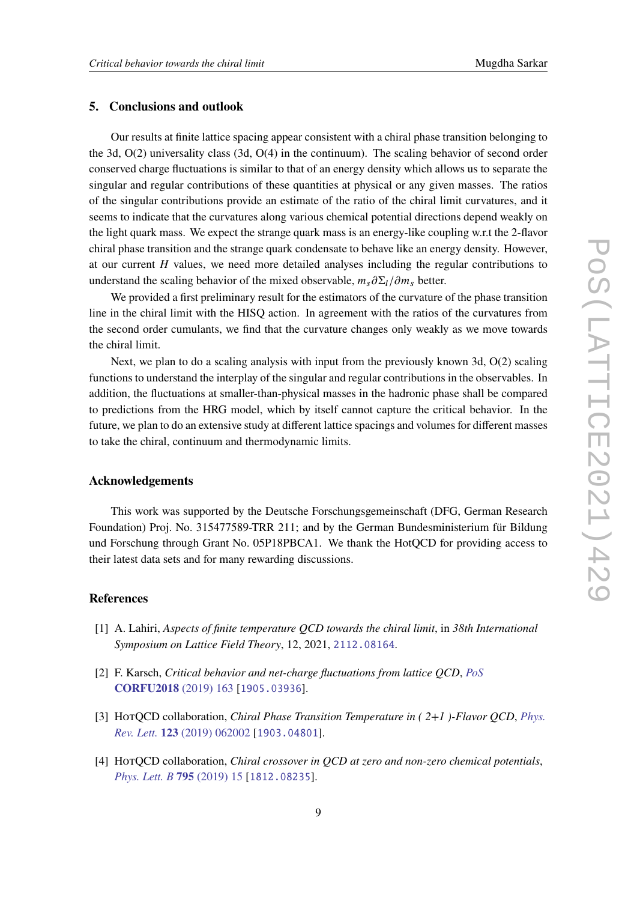## 5. Conclusions and outlook

Our results at finite lattice spacing appear consistent with a chiral phase transition belonging to the 3d, O(2) universality class (3d, O(4) in the continuum). The scaling behavior of second order conserved charge fluctuations is similar to that of an energy density which allows us to separate the singular and regular contributions of these quantities at physical or any given masses. The ratios of the singular contributions provide an estimate of the ratio of the chiral limit curvatures, and it seems to indicate that the curvatures along various chemical potential directions depend weakly on the light quark mass. We expect the strange quark mass is an energy-like coupling w.r.t the 2-flavor chiral phase transition and the strange quark condensate to behave like an energy density. However, at our current $H$ values, we need more detailed analyses including the regular contributions to understand the scaling behavior of the mixed observable, $m_s \partial \Sigma_l / \partial m_s$ better.

We provided a first preliminary result for the estimators of the curvature of the phase transition line in the chiral limit with the HISQ action. In agreement with the ratios of the curvatures from the second order cumulants, we find that the curvature changes only weakly as we move towards the chiral limit.

Next, we plan to do a scaling analysis with input from the previously known 3d, O(2) scaling functions to understand the interplay of the singular and regular contributions in the observables. In addition, the fluctuations at smaller-than-physical masses in the hadronic phase shall be compared to predictions from the HRG model, which by itself cannot capture the critical behavior. In the future, we plan to do an extensive study at different lattice spacings and volumes for different masses to take the chiral, continuum and thermodynamic limits.

### Acknowledgements

This work was supported by the Deutsche Forschungsgemeinschaft (DFG, German Research Foundation) Proj. No. 315477589-TRR 211; and by the German Bundesministerium für Bildung und Forschung through Grant No. 05P18PBCA1. We thank the HotQCD for providing access to their latest data sets and for many rewarding discussions.

### References

[1] A. Lahiri, *Aspects of finite temperature QCD towards the chiral limit*, in *38th International Symposium on Lattice Field Theory*, 12, 2021, 2112.08164.

[2] F. Karsch, *Critical behavior and net-charge fluctuations from lattice QCD*, *PoS* **CORFU2018** (2019) 163 [1905.03936].

[3] HotQCD collaboration, *Chiral Phase Transition Temperature in ( 2+1 )-Flavor QCD*, *Phys. Rev. Lett.* **123** (2019) 062002 [1903.04801].

[4] HotQCD collaboration, *Chiral crossover in QCD at zero and non-zero chemical potentials*, *Phys. Lett. B* **795** (2019) 15 [1812.08235].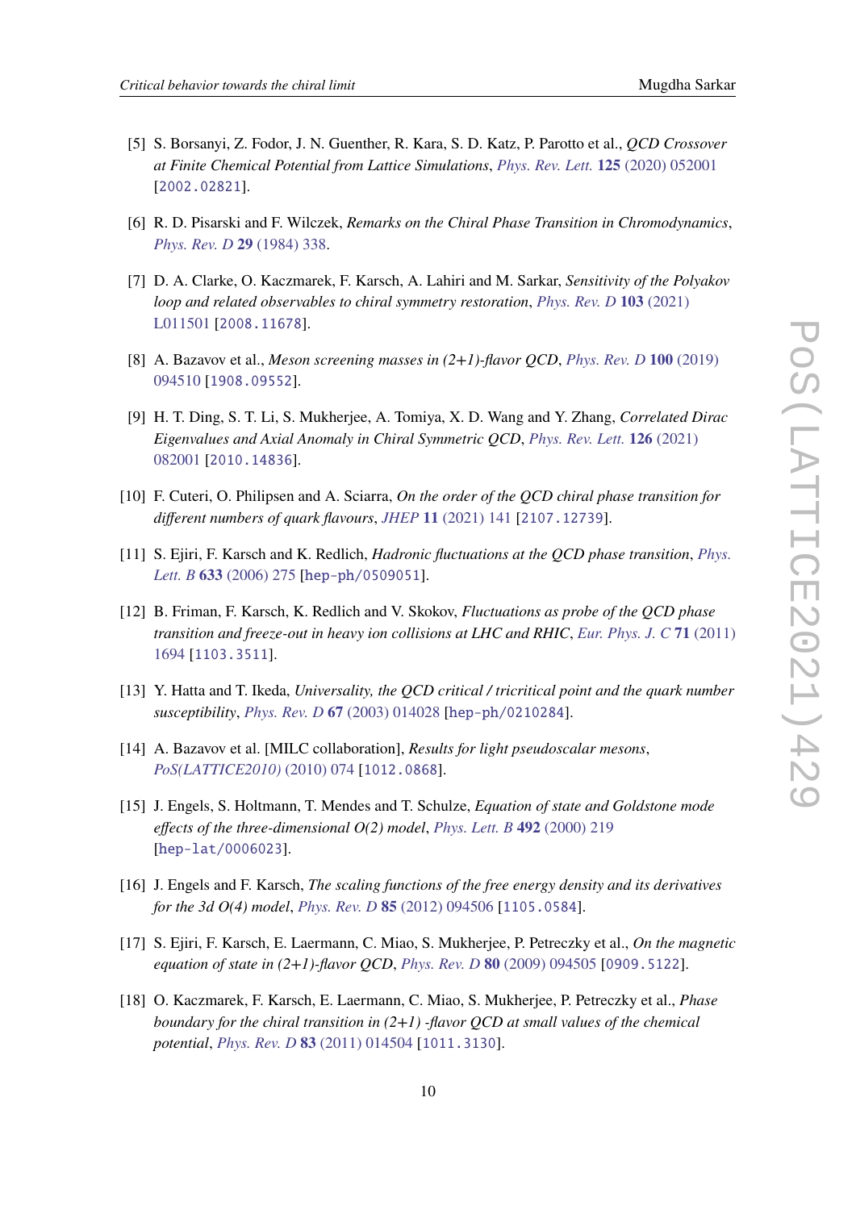[5] S. Borsanyi, Z. Fodor, J. N. Guenther, R. Kara, S. D. Katz, P. Parotto et al., *QCD Crossover at Finite Chemical Potential from Lattice Simulations*, *Phys. Rev. Lett.* **125** (2020) 052001 [2002.02821].

[6] R. D. Pisarski and F. Wilczek, *Remarks on the Chiral Phase Transition in Chromodynamics*, *Phys. Rev. D* **29** (1984) 338.

[7] D. A. Clarke, O. Kaczmarek, F. Karsch, A. Lahiri and M. Sarkar, *Sensitivity of the Polyakov loop and related observables to chiral symmetry restoration*, *Phys. Rev. D* **103** (2021) L011501 [2008.11678].

[8] A. Bazavov et al., *Meson screening masses in (2+1)-flavor QCD*, *Phys. Rev. D* **100** (2019) 094510 [1908.09552].

[9] H. T. Ding, S. T. Li, S. Mukherjee, A. Tomiya, X. D. Wang and Y. Zhang, *Correlated Dirac Eigenvalues and Axial Anomaly in Chiral Symmetric QCD*, *Phys. Rev. Lett.* **126** (2021) 082001 [2010.14836].

[10] F. Cuteri, O. Philipsen and A. Sciarra, *On the order of the QCD chiral phase transition for different numbers of quark flavours*, *JHEP* **11** (2021) 141 [2107.12739].

[11] S. Ejiri, F. Karsch and K. Redlich, *Hadronic fluctuations at the QCD phase transition*, *Phys. Lett. B* **633** (2006) 275 [hep-ph/0509051].

[12] B. Friman, F. Karsch, K. Redlich and V. Skokov, *Fluctuations as probe of the QCD phase transition and freeze-out in heavy ion collisions at LHC and RHIC*, *Eur. Phys. J. C* **71** (2011) 1694 [1103.3511].

[13] Y. Hatta and T. Ikeda, *Universality, the QCD critical / tricritical point and the quark number susceptibility*, *Phys. Rev. D* **67** (2003) 014028 [hep-ph/0210284].

[14] A. Bazavov et al. [MILC collaboration], *Results for light pseudoscalar mesons*, *PoS(LATTICE2010)* (2010) 074 [1012.0868].

[15] J. Engels, S. Holtmann, T. Mendes and T. Schulze, *Equation of state and Goldstone mode effects of the three-dimensional O(2) model*, *Phys. Lett. B* **492** (2000) 219 [hep-lat/0006023].

[16] J. Engels and F. Karsch, *The scaling functions of the free energy density and its derivatives for the 3d O(4) model*, *Phys. Rev. D* **85** (2012) 094506 [1105.0584].

[17] S. Ejiri, F. Karsch, E. Laermann, C. Miao, S. Mukherjee, P. Petreczky et al., *On the magnetic equation of state in (2+1)-flavor QCD*, *Phys. Rev. D* **80** (2009) 094505 [0909.5122].

[18] O. Kaczmarek, F. Karsch, E. Laermann, C. Miao, S. Mukherjee, P. Petreczky et al., *Phase boundary for the chiral transition in (2+1) -flavor QCD at small values of the chemical potential*, *Phys. Rev. D* **83** (2011) 014504 [1011.3130].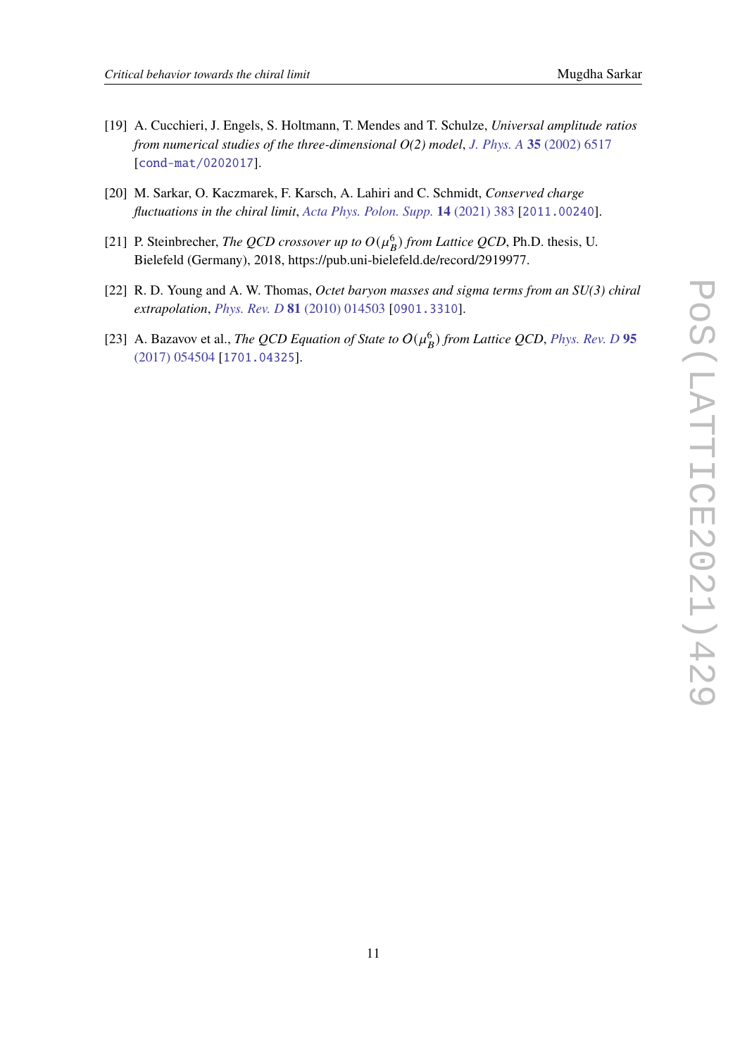[19] A. Cucchieri, J. Engels, S. Holtmann, T. Mendes and T. Schulze, *Universal amplitude ratios from numerical studies of the three-dimensional O(2) model*, *J. Phys. A* **35** (2002) 6517 [cond-mat/0202017].

[20] M. Sarkar, O. Kaczmarek, F. Karsch, A. Lahiri and C. Schmidt, *Conserved charge fluctuations in the chiral limit*, *Acta Phys. Polon. Supp.* **14** (2021) 383 [2011.00240].

[21] P. Steinbrecher, *The QCD crossover up to $O(\mu_B^6)$ from Lattice QCD*, Ph.D. thesis, U. Bielefeld (Germany), 2018, https://pub.uni-bielefeld.de/record/2919977.

[22] R. D. Young and A. W. Thomas, *Octet baryon masses and sigma terms from an SU(3) chiral extrapolation*, *Phys. Rev. D* **81** (2010) 014503 [0901.3310].

[23] A. Bazavov et al., *The QCD Equation of State to $O(\mu_B^6)$ from Lattice QCD*, *Phys. Rev. D* **95** (2017) 054504 [1701.04325].